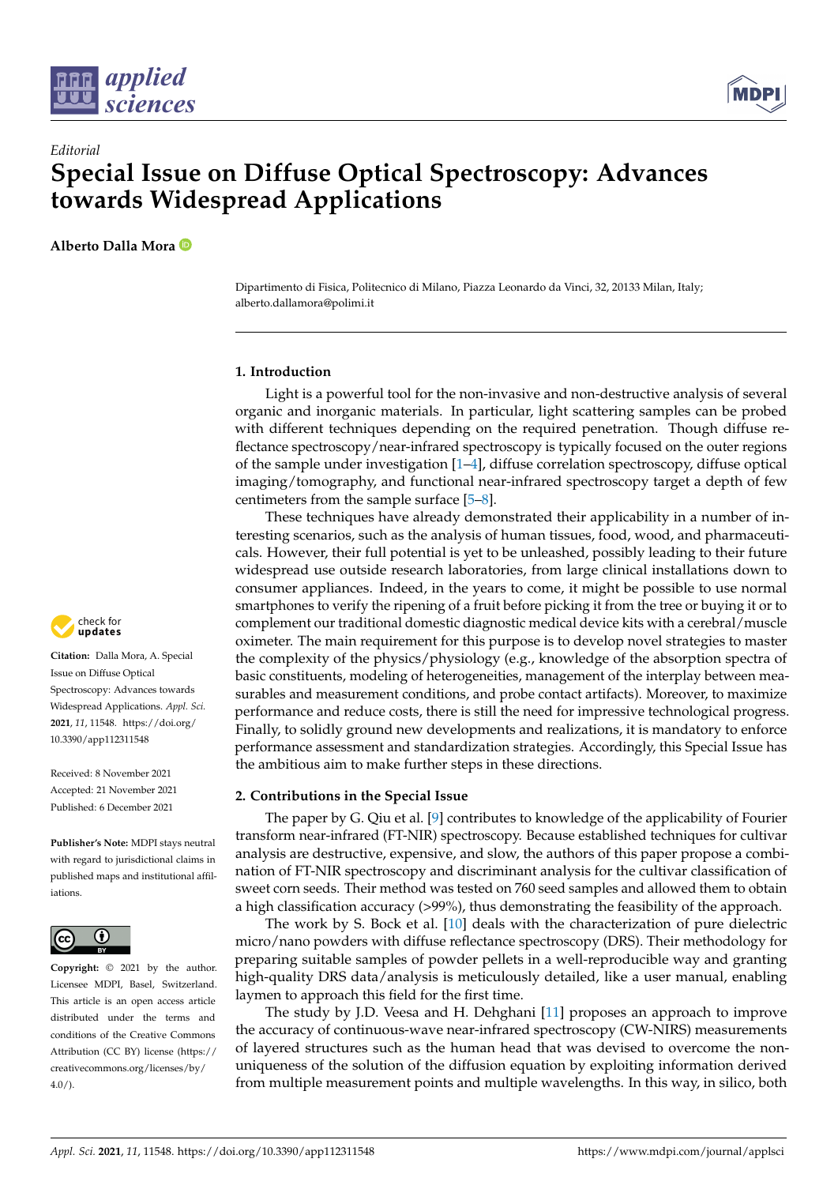*Editorial*

# Special Issue on Diffuse Optical Spectroscopy: Advances towards Widespread Applications

**Alberto Dalla Mora**

Dipartimento di Fisica, Politecnico di Milano, Piazza Leonardo da Vinci, 32, 20133 Milan, Italy; alberto.dallamora@polimi.it

**Citation:** Dalla Mora, A. Special Issue on Diffuse Optical Spectroscopy: Advances towards Widespread Applications. *Appl. Sci.* **2021**, *11*, 11548. https://doi.org/10.3390/app112311548

Received: 8 November 2021
Accepted: 21 November 2021
Published: 6 December 2021

**Publisher's Note:** MDPI stays neutral with regard to jurisdictional claims in published maps and institutional affiliations.

**Copyright:** © 2021 by the author. Licensee MDPI, Basel, Switzerland. This article is an open access article distributed under the terms and conditions of the Creative Commons Attribution (CC BY) license (https://creativecommons.org/licenses/by/4.0/).

## 1. Introduction

Light is a powerful tool for the non-invasive and non-destructive analysis of several organic and inorganic materials. In particular, light scattering samples can be probed with different techniques depending on the required penetration. Though diffuse reflectance spectroscopy/near-infrared spectroscopy is typically focused on the outer regions of the sample under investigation [1–4], diffuse correlation spectroscopy, diffuse optical imaging/tomography, and functional near-infrared spectroscopy target a depth of few centimeters from the sample surface [5–8].

These techniques have already demonstrated their applicability in a number of interesting scenarios, such as the analysis of human tissues, food, wood, and pharmaceuticals. However, their full potential is yet to be unleashed, possibly leading to their future widespread use outside research laboratories, from large clinical installations down to consumer appliances. Indeed, in the years to come, it might be possible to use normal smartphones to verify the ripening of a fruit before picking it from the tree or buying it or to complement our traditional domestic diagnostic medical device kits with a cerebral/muscle oximeter. The main requirement for this purpose is to develop novel strategies to master the complexity of the physics/physiology (e.g., knowledge of the absorption spectra of basic constituents, modeling of heterogeneities, management of the interplay between measurables and measurement conditions, and probe contact artifacts). Moreover, to maximize performance and reduce costs, there is still the need for impressive technological progress. Finally, to solidly ground new developments and realizations, it is mandatory to enforce performance assessment and standardization strategies. Accordingly, this Special Issue has the ambitious aim to make further steps in these directions.

## 2. Contributions in the Special Issue

The paper by G. Qiu et al. [9] contributes to knowledge of the applicability of Fourier transform near-infrared (FT-NIR) spectroscopy. Because established techniques for cultivar analysis are destructive, expensive, and slow, the authors of this paper propose a combination of FT-NIR spectroscopy and discriminant analysis for the cultivar classification of sweet corn seeds. Their method was tested on 760 seed samples and allowed them to obtain a high classification accuracy (>99%), thus demonstrating the feasibility of the approach.

The work by S. Bock et al. [10] deals with the characterization of pure dielectric micro/nano powders with diffuse reflectance spectroscopy (DRS). Their methodology for preparing suitable samples of powder pellets in a well-reproducible way and granting high-quality DRS data/analysis is meticulously detailed, like a user manual, enabling laymen to approach this field for the first time.

The study by J.D. Veesa and H. Dehghani [11] proposes an approach to improve the accuracy of continuous-wave near-infrared spectroscopy (CW-NIRS) measurements of layered structures such as the human head that was devised to overcome the non-uniqueness of the solution of the diffusion equation by exploiting information derived from multiple measurement points and multiple wavelengths. In this way, in silico, both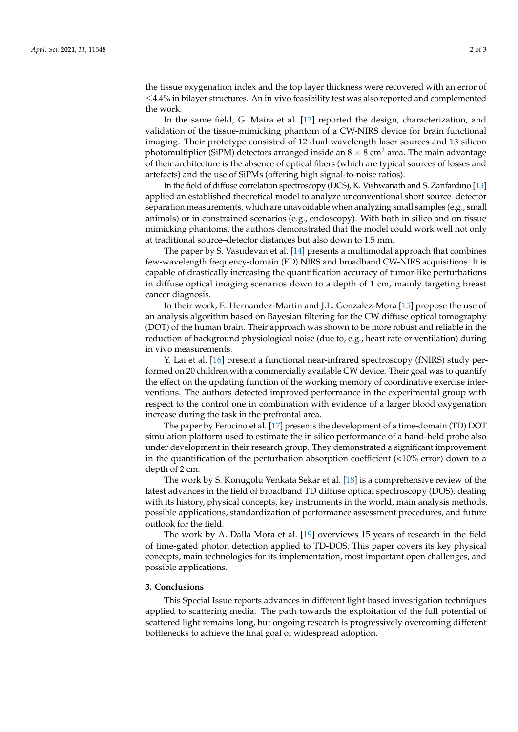the tissue oxygenation index and the top layer thickness were recovered with an error of $\leq$4.4% in bilayer structures. An in vivo feasibility test was also reported and complemented the work.

In the same field, G. Maira et al. [12] reported the design, characterization, and validation of the tissue-mimicking phantom of a CW-NIRS device for brain functional imaging. Their prototype consisted of 12 dual-wavelength laser sources and 13 silicon photomultiplier (SiPM) detectors arranged inside an $8 \times 8$ cm$^2$ area. The main advantage of their architecture is the absence of optical fibers (which are typical sources of losses and artefacts) and the use of SiPMs (offering high signal-to-noise ratios).

In the field of diffuse correlation spectroscopy (DCS), K. Vishwanath and S. Zanfardino [13] applied an established theoretical model to analyze unconventional short source–detector separation measurements, which are unavoidable when analyzing small samples (e.g., small animals) or in constrained scenarios (e.g., endoscopy). With both in silico and on tissue mimicking phantoms, the authors demonstrated that the model could work well not only at traditional source–detector distances but also down to 1.5 mm.

The paper by S. Vasudevan et al. [14] presents a multimodal approach that combines few-wavelength frequency-domain (FD) NIRS and broadband CW-NIRS acquisitions. It is capable of drastically increasing the quantification accuracy of tumor-like perturbations in diffuse optical imaging scenarios down to a depth of 1 cm, mainly targeting breast cancer diagnosis.

In their work, E. Hernandez-Martin and J.L. Gonzalez-Mora [15] propose the use of an analysis algorithm based on Bayesian filtering for the CW diffuse optical tomography (DOT) of the human brain. Their approach was shown to be more robust and reliable in the reduction of background physiological noise (due to, e.g., heart rate or ventilation) during in vivo measurements.

Y. Lai et al. [16] present a functional near-infrared spectroscopy (fNIRS) study performed on 20 children with a commercially available CW device. Their goal was to quantify the effect on the updating function of the working memory of coordinative exercise interventions. The authors detected improved performance in the experimental group with respect to the control one in combination with evidence of a larger blood oxygenation increase during the task in the prefrontal area.

The paper by Ferocino et al. [17] presents the development of a time-domain (TD) DOT simulation platform used to estimate the in silico performance of a hand-held probe also under development in their research group. They demonstrated a significant improvement in the quantification of the perturbation absorption coefficient (<10% error) down to a depth of 2 cm.

The work by S. Konugolu Venkata Sekar et al. [18] is a comprehensive review of the latest advances in the field of broadband TD diffuse optical spectroscopy (DOS), dealing with its history, physical concepts, key instruments in the world, main analysis methods, possible applications, standardization of performance assessment procedures, and future outlook for the field.

The work by A. Dalla Mora et al. [19] overviews 15 years of research in the field of time-gated photon detection applied to TD-DOS. This paper covers its key physical concepts, main technologies for its implementation, most important open challenges, and possible applications.

## 3. Conclusions

This Special Issue reports advances in different light-based investigation techniques applied to scattering media. The path towards the exploitation of the full potential of scattered light remains long, but ongoing research is progressively overcoming different bottlenecks to achieve the final goal of widespread adoption.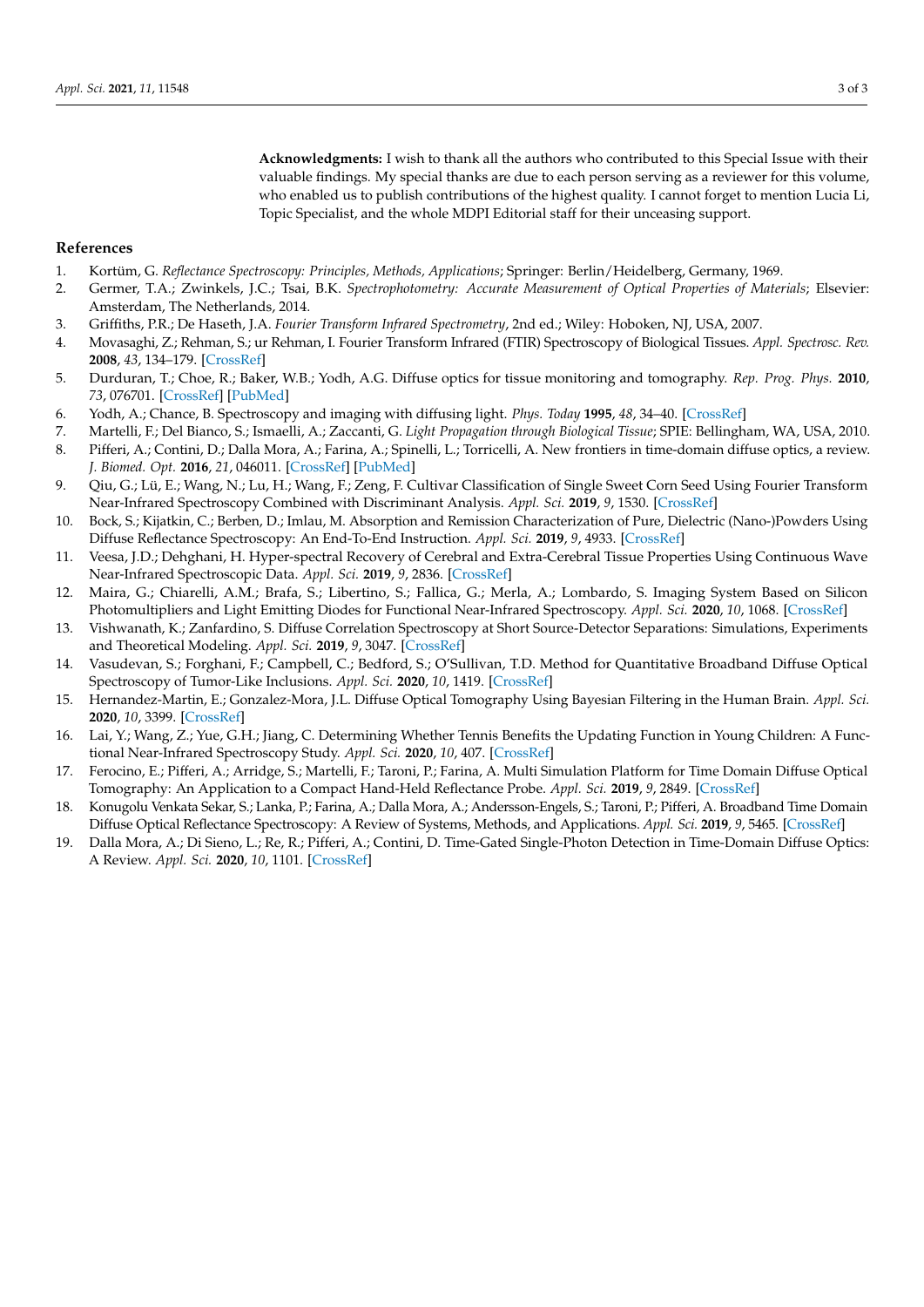**Acknowledgments:** I wish to thank all the authors who contributed to this Special Issue with their valuable findings. My special thanks are due to each person serving as a reviewer for this volume, who enabled us to publish contributions of the highest quality. I cannot forget to mention Lucia Li, Topic Specialist, and the whole MDPI Editorial staff for their unceasing support.

## References

1. Kortüm, G. *Reflectance Spectroscopy: Principles, Methods, Applications*; Springer: Berlin/Heidelberg, Germany, 1969.
2. Germer, T.A.; Zwinkels, J.C.; Tsai, B.K. *Spectrophotometry: Accurate Measurement of Optical Properties of Materials*; Elsevier: Amsterdam, The Netherlands, 2014.
3. Griffiths, P.R.; De Haseth, J.A. *Fourier Transform Infrared Spectrometry*, 2nd ed.; Wiley: Hoboken, NJ, USA, 2007.
4. Movasaghi, Z.; Rehman, S.; ur Rehman, I. Fourier Transform Infrared (FTIR) Spectroscopy of Biological Tissues. *Appl. Spectrosc. Rev.* **2008**, *43*, 134–179. [CrossRef]
5. Durduran, T.; Choe, R.; Baker, W.B.; Yodh, A.G. Diffuse optics for tissue monitoring and tomography. *Rep. Prog. Phys.* **2010**, *73*, 076701. [CrossRef] [PubMed]
6. Yodh, A.; Chance, B. Spectroscopy and imaging with diffusing light. *Phys. Today* **1995**, *48*, 34–40. [CrossRef]
7. Martelli, F.; Del Bianco, S.; Ismaelli, A.; Zaccanti, G. *Light Propagation through Biological Tissue*; SPIE: Bellingham, WA, USA, 2010.
8. Pifferi, A.; Contini, D.; Dalla Mora, A.; Farina, A.; Spinelli, L.; Torricelli, A. New frontiers in time-domain diffuse optics, a review. *J. Biomed. Opt.* **2016**, *21*, 046011. [CrossRef] [PubMed]
9. Qiu, G.; Lü, E.; Wang, N.; Lu, H.; Wang, F.; Zeng, F. Cultivar Classification of Single Sweet Corn Seed Using Fourier Transform Near-Infrared Spectroscopy Combined with Discriminant Analysis. *Appl. Sci.* **2019**, *9*, 1530. [CrossRef]
10. Bock, S.; Kijatkin, C.; Berben, D.; Imlau, M. Absorption and Remission Characterization of Pure, Dielectric (Nano-)Powders Using Diffuse Reflectance Spectroscopy: An End-To-End Instruction. *Appl. Sci.* **2019**, *9*, 4933. [CrossRef]
11. Veesa, J.D.; Dehghani, H. Hyper-spectral Recovery of Cerebral and Extra-Cerebral Tissue Properties Using Continuous Wave Near-Infrared Spectroscopic Data. *Appl. Sci.* **2019**, *9*, 2836. [CrossRef]
12. Maira, G.; Chiarelli, A.M.; Brafa, S.; Libertino, S.; Fallica, G.; Merla, A.; Lombardo, S. Imaging System Based on Silicon Photomultipliers and Light Emitting Diodes for Functional Near-Infrared Spectroscopy. *Appl. Sci.* **2020**, *10*, 1068. [CrossRef]
13. Vishwanath, K.; Zanfardino, S. Diffuse Correlation Spectroscopy at Short Source-Detector Separations: Simulations, Experiments and Theoretical Modeling. *Appl. Sci.* **2019**, *9*, 3047. [CrossRef]
14. Vasudevan, S.; Forghani, F.; Campbell, C.; Bedford, S.; O'Sullivan, T.D. Method for Quantitative Broadband Diffuse Optical Spectroscopy of Tumor-Like Inclusions. *Appl. Sci.* **2020**, *10*, 1419. [CrossRef]
15. Hernandez-Martin, E.; Gonzalez-Mora, J.L. Diffuse Optical Tomography Using Bayesian Filtering in the Human Brain. *Appl. Sci.* **2020**, *10*, 3399. [CrossRef]
16. Lai, Y.; Wang, Z.; Yue, G.H.; Jiang, C. Determining Whether Tennis Benefits the Updating Function in Young Children: A Functional Near-Infrared Spectroscopy Study. *Appl. Sci.* **2020**, *10*, 407. [CrossRef]
17. Ferocino, E.; Pifferi, A.; Arridge, S.; Martelli, F.; Taroni, P.; Farina, A. Multi Simulation Platform for Time Domain Diffuse Optical Tomography: An Application to a Compact Hand-Held Reflectance Probe. *Appl. Sci.* **2019**, *9*, 2849. [CrossRef]
18. Konugolu Venkata Sekar, S.; Lanka, P.; Farina, A.; Dalla Mora, A.; Andersson-Engels, S.; Taroni, P.; Pifferi, A. Broadband Time Domain Diffuse Optical Reflectance Spectroscopy: A Review of Systems, Methods, and Applications. *Appl. Sci.* **2019**, *9*, 5465. [CrossRef]
19. Dalla Mora, A.; Di Sieno, L.; Re, R.; Pifferi, A.; Contini, D. Time-Gated Single-Photon Detection in Time-Domain Diffuse Optics: A Review. *Appl. Sci.* **2020**, *10*, 1101. [CrossRef]